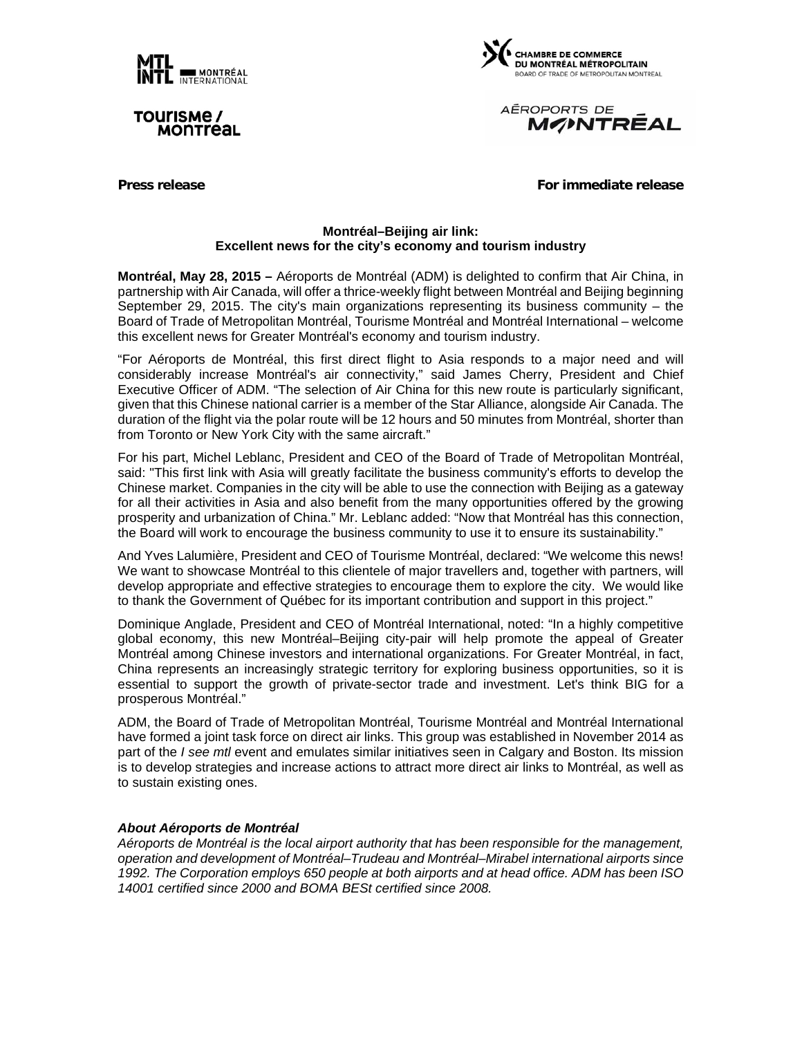MTL INTL MONTRÉAL INTERNATIONAL

CHAMBRE DE COMMERCE DU MONTRÉAL MÉTROPOLITAIN
BOARD OF TRADE OF METROPOLITAN MONTREAL

TOURISME / MONTRÉAL

AÉROPORTS DE MONTRÉAL

**Press release** **For immediate release**

**Montréal–Beijing air link:**
**Excellent news for the city's economy and tourism industry**

**Montréal, May 28, 2015 –** Aéroports de Montréal (ADM) is delighted to confirm that Air China, in partnership with Air Canada, will offer a thrice-weekly flight between Montréal and Beijing beginning September 29, 2015. The city's main organizations representing its business community – the Board of Trade of Metropolitan Montréal, Tourisme Montréal and Montréal International – welcome this excellent news for Greater Montréal's economy and tourism industry.

"For Aéroports de Montréal, this first direct flight to Asia responds to a major need and will considerably increase Montréal's air connectivity," said James Cherry, President and Chief Executive Officer of ADM. "The selection of Air China for this new route is particularly significant, given that this Chinese national carrier is a member of the Star Alliance, alongside Air Canada. The duration of the flight via the polar route will be 12 hours and 50 minutes from Montréal, shorter than from Toronto or New York City with the same aircraft."

For his part, Michel Leblanc, President and CEO of the Board of Trade of Metropolitan Montréal, said: "This first link with Asia will greatly facilitate the business community's efforts to develop the Chinese market. Companies in the city will be able to use the connection with Beijing as a gateway for all their activities in Asia and also benefit from the many opportunities offered by the growing prosperity and urbanization of China." Mr. Leblanc added: "Now that Montréal has this connection, the Board will work to encourage the business community to use it to ensure its sustainability."

And Yves Lalumière, President and CEO of Tourisme Montréal, declared: "We welcome this news! We want to showcase Montréal to this clientele of major travellers and, together with partners, will develop appropriate and effective strategies to encourage them to explore the city. We would like to thank the Government of Québec for its important contribution and support in this project."

Dominique Anglade, President and CEO of Montréal International, noted: "In a highly competitive global economy, this new Montréal–Beijing city-pair will help promote the appeal of Greater Montréal among Chinese investors and international organizations. For Greater Montréal, in fact, China represents an increasingly strategic territory for exploring business opportunities, so it is essential to support the growth of private-sector trade and investment. Let's think BIG for a prosperous Montréal."

ADM, the Board of Trade of Metropolitan Montréal, Tourisme Montréal and Montréal International have formed a joint task force on direct air links. This group was established in November 2014 as part of the *I see mtl* event and emulates similar initiatives seen in Calgary and Boston. Its mission is to develop strategies and increase actions to attract more direct air links to Montréal, as well as to sustain existing ones.

***About Aéroports de Montréal***

*Aéroports de Montréal is the local airport authority that has been responsible for the management, operation and development of Montréal–Trudeau and Montréal–Mirabel international airports since 1992. The Corporation employs 650 people at both airports and at head office. ADM has been ISO 14001 certified since 2000 and BOMA BESt certified since 2008.*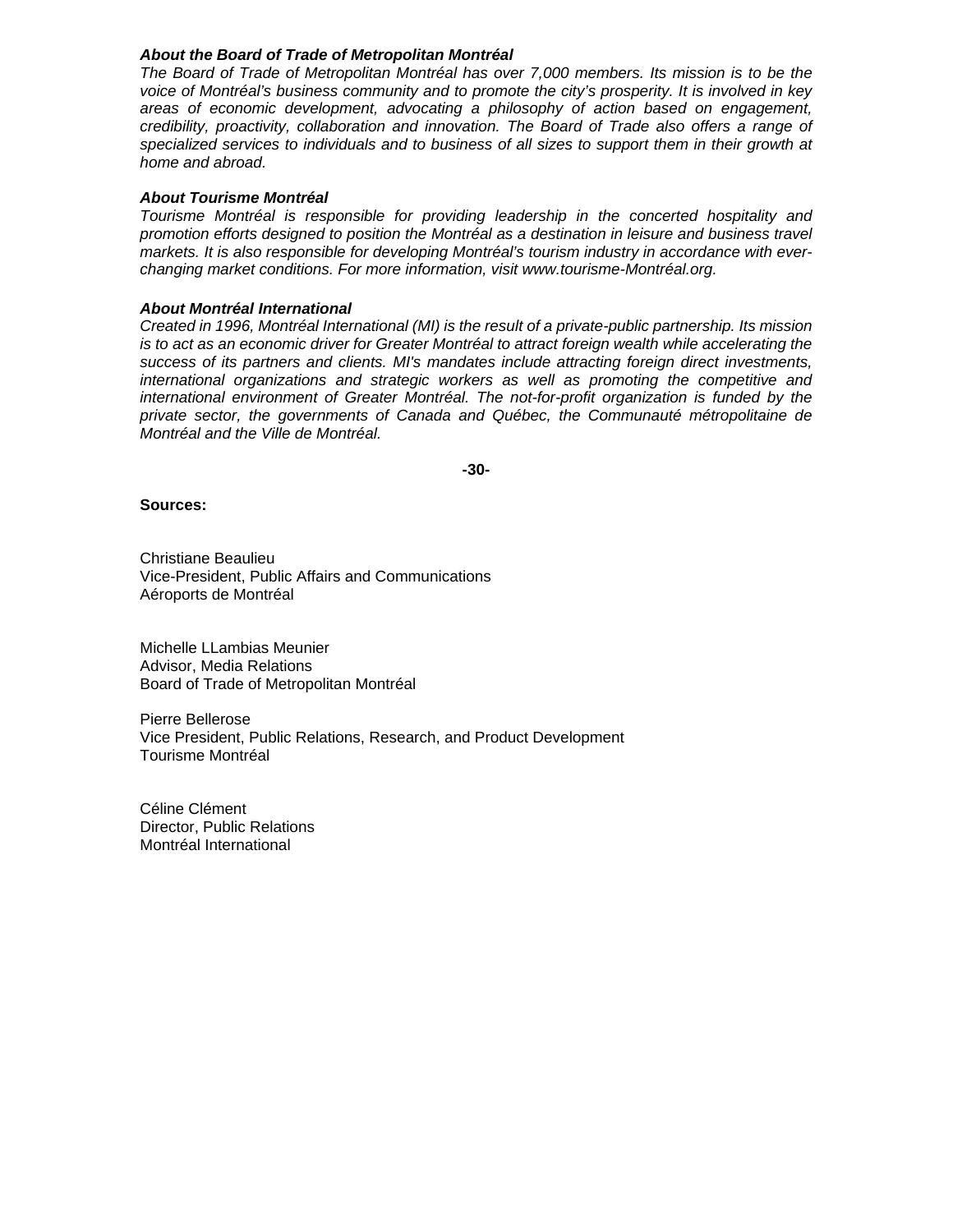***About the Board of Trade of Metropolitan Montréal***
*The Board of Trade of Metropolitan Montréal has over 7,000 members. Its mission is to be the voice of Montréal's business community and to promote the city's prosperity. It is involved in key areas of economic development, advocating a philosophy of action based on engagement, credibility, proactivity, collaboration and innovation. The Board of Trade also offers a range of specialized services to individuals and to business of all sizes to support them in their growth at home and abroad.*

***About Tourisme Montréal***
*Tourisme Montréal is responsible for providing leadership in the concerted hospitality and promotion efforts designed to position the Montréal as a destination in leisure and business travel markets. It is also responsible for developing Montréal's tourism industry in accordance with ever-changing market conditions. For more information, visit www.tourisme-Montréal.org.*

***About Montréal International***
*Created in 1996, Montréal International (MI) is the result of a private-public partnership. Its mission is to act as an economic driver for Greater Montréal to attract foreign wealth while accelerating the success of its partners and clients. MI's mandates include attracting foreign direct investments, international organizations and strategic workers as well as promoting the competitive and international environment of Greater Montréal. The not-for-profit organization is funded by the private sector, the governments of Canada and Québec, the Communauté métropolitaine de Montréal and the Ville de Montréal.*

**-30-**

**Sources:**

Christiane Beaulieu
Vice-President, Public Affairs and Communications
Aéroports de Montréal

Michelle LLambias Meunier
Advisor, Media Relations
Board of Trade of Metropolitan Montréal

Pierre Bellerose
Vice President, Public Relations, Research, and Product Development
Tourisme Montréal

Céline Clément
Director, Public Relations
Montréal International